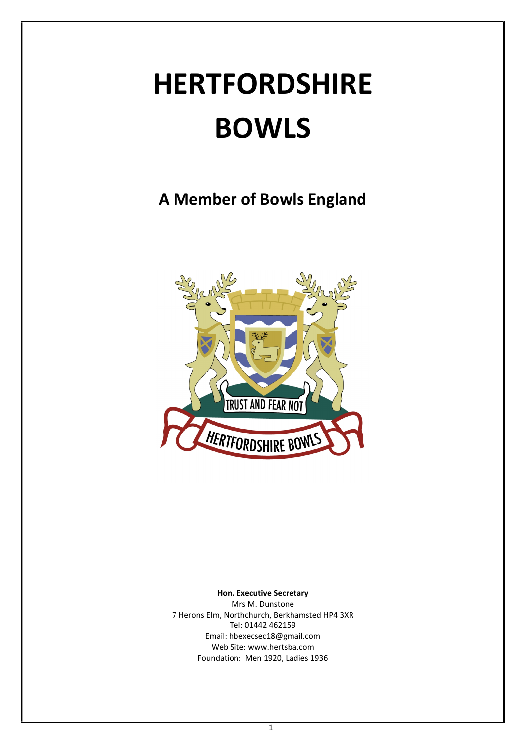# HERTFORDSHIRE BOWLS

## A Member of Bowls England

**Hon. Executive Secretary**
Mrs M. Dunstone
7 Herons Elm, Northchurch, Berkhamsted HP4 3XR
Tel: 01442 462159
Email: hbexecsec18@gmail.com
Web Site: www.hertsba.com
Foundation: Men 1920, Ladies 1936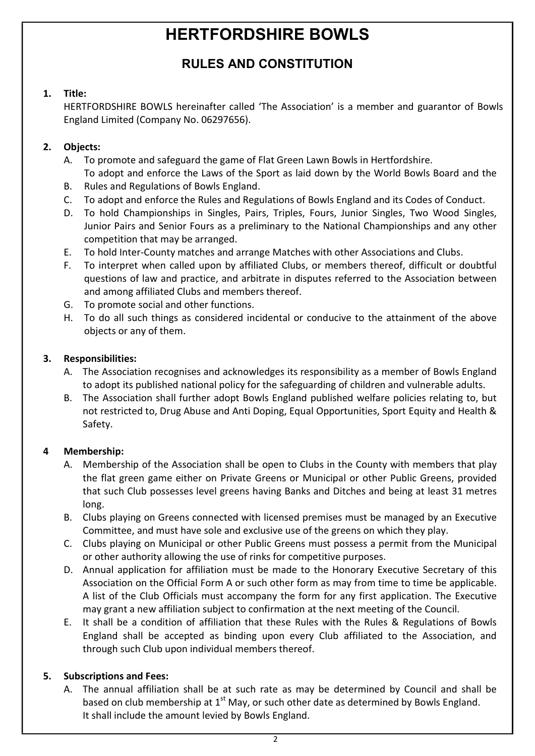# HERTFORDSHIRE BOWLS

## RULES AND CONSTITUTION

**1. Title:**

HERTFORDSHIRE BOWLS hereinafter called 'The Association' is a member and guarantor of Bowls England Limited (Company No. 06297656).

**2. Objects:**

A. To promote and safeguard the game of Flat Green Lawn Bowls in Hertfordshire.
To adopt and enforce the Laws of the Sport as laid down by the World Bowls Board and the
B. Rules and Regulations of Bowls England.
C. To adopt and enforce the Rules and Regulations of Bowls England and its Codes of Conduct.
D. To hold Championships in Singles, Pairs, Triples, Fours, Junior Singles, Two Wood Singles, Junior Pairs and Senior Fours as a preliminary to the National Championships and any other competition that may be arranged.
E. To hold Inter-County matches and arrange Matches with other Associations and Clubs.
F. To interpret when called upon by affiliated Clubs, or members thereof, difficult or doubtful questions of law and practice, and arbitrate in disputes referred to the Association between and among affiliated Clubs and members thereof.
G. To promote social and other functions.
H. To do all such things as considered incidental or conducive to the attainment of the above objects or any of them.

**3. Responsibilities:**

A. The Association recognises and acknowledges its responsibility as a member of Bowls England to adopt its published national policy for the safeguarding of children and vulnerable adults.
B. The Association shall further adopt Bowls England published welfare policies relating to, but not restricted to, Drug Abuse and Anti Doping, Equal Opportunities, Sport Equity and Health & Safety.

**4 Membership:**

A. Membership of the Association shall be open to Clubs in the County with members that play the flat green game either on Private Greens or Municipal or other Public Greens, provided that such Club possesses level greens having Banks and Ditches and being at least 31 metres long.
B. Clubs playing on Greens connected with licensed premises must be managed by an Executive Committee, and must have sole and exclusive use of the greens on which they play.
C. Clubs playing on Municipal or other Public Greens must possess a permit from the Municipal or other authority allowing the use of rinks for competitive purposes.
D. Annual application for affiliation must be made to the Honorary Executive Secretary of this Association on the Official Form A or such other form as may from time to time be applicable. A list of the Club Officials must accompany the form for any first application. The Executive may grant a new affiliation subject to confirmation at the next meeting of the Council.
E. It shall be a condition of affiliation that these Rules with the Rules & Regulations of Bowls England shall be accepted as binding upon every Club affiliated to the Association, and through such Club upon individual members thereof.

**5. Subscriptions and Fees:**

A. The annual affiliation shall be at such rate as may be determined by Council and shall be based on club membership at 1st May, or such other date as determined by Bowls England.
It shall include the amount levied by Bowls England.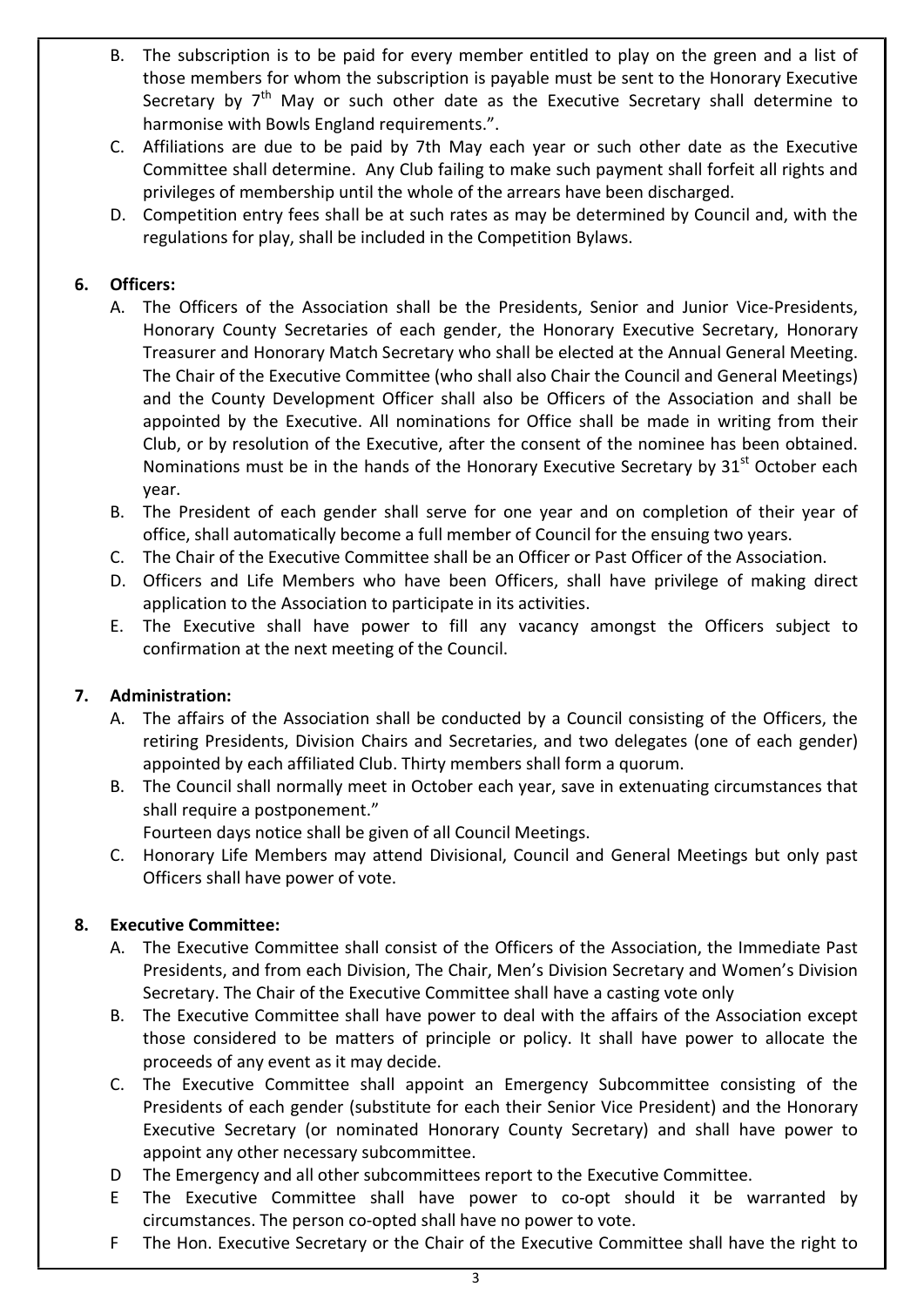B. The subscription is to be paid for every member entitled to play on the green and a list of those members for whom the subscription is payable must be sent to the Honorary Executive Secretary by 7th May or such other date as the Executive Secretary shall determine to harmonise with Bowls England requirements.".

C. Affiliations are due to be paid by 7th May each year or such other date as the Executive Committee shall determine. Any Club failing to make such payment shall forfeit all rights and privileges of membership until the whole of the arrears have been discharged.

D. Competition entry fees shall be at such rates as may be determined by Council and, with the regulations for play, shall be included in the Competition Bylaws.

**6. Officers:**

A. The Officers of the Association shall be the Presidents, Senior and Junior Vice-Presidents, Honorary County Secretaries of each gender, the Honorary Executive Secretary, Honorary Treasurer and Honorary Match Secretary who shall be elected at the Annual General Meeting. The Chair of the Executive Committee (who shall also Chair the Council and General Meetings) and the County Development Officer shall also be Officers of the Association and shall be appointed by the Executive. All nominations for Office shall be made in writing from their Club, or by resolution of the Executive, after the consent of the nominee has been obtained. Nominations must be in the hands of the Honorary Executive Secretary by 31st October each year.

B. The President of each gender shall serve for one year and on completion of their year of office, shall automatically become a full member of Council for the ensuing two years.

C. The Chair of the Executive Committee shall be an Officer or Past Officer of the Association.

D. Officers and Life Members who have been Officers, shall have privilege of making direct application to the Association to participate in its activities.

E. The Executive shall have power to fill any vacancy amongst the Officers subject to confirmation at the next meeting of the Council.

**7. Administration:**

A. The affairs of the Association shall be conducted by a Council consisting of the Officers, the retiring Presidents, Division Chairs and Secretaries, and two delegates (one of each gender) appointed by each affiliated Club. Thirty members shall form a quorum.

B. The Council shall normally meet in October each year, save in extenuating circumstances that shall require a postponement."
Fourteen days notice shall be given of all Council Meetings.

C. Honorary Life Members may attend Divisional, Council and General Meetings but only past Officers shall have power of vote.

**8. Executive Committee:**

A. The Executive Committee shall consist of the Officers of the Association, the Immediate Past Presidents, and from each Division, The Chair, Men's Division Secretary and Women's Division Secretary. The Chair of the Executive Committee shall have a casting vote only

B. The Executive Committee shall have power to deal with the affairs of the Association except those considered to be matters of principle or policy. It shall have power to allocate the proceeds of any event as it may decide.

C. The Executive Committee shall appoint an Emergency Subcommittee consisting of the Presidents of each gender (substitute for each their Senior Vice President) and the Honorary Executive Secretary (or nominated Honorary County Secretary) and shall have power to appoint any other necessary subcommittee.

D The Emergency and all other subcommittees report to the Executive Committee.

E The Executive Committee shall have power to co-opt should it be warranted by circumstances. The person co-opted shall have no power to vote.

F The Hon. Executive Secretary or the Chair of the Executive Committee shall have the right to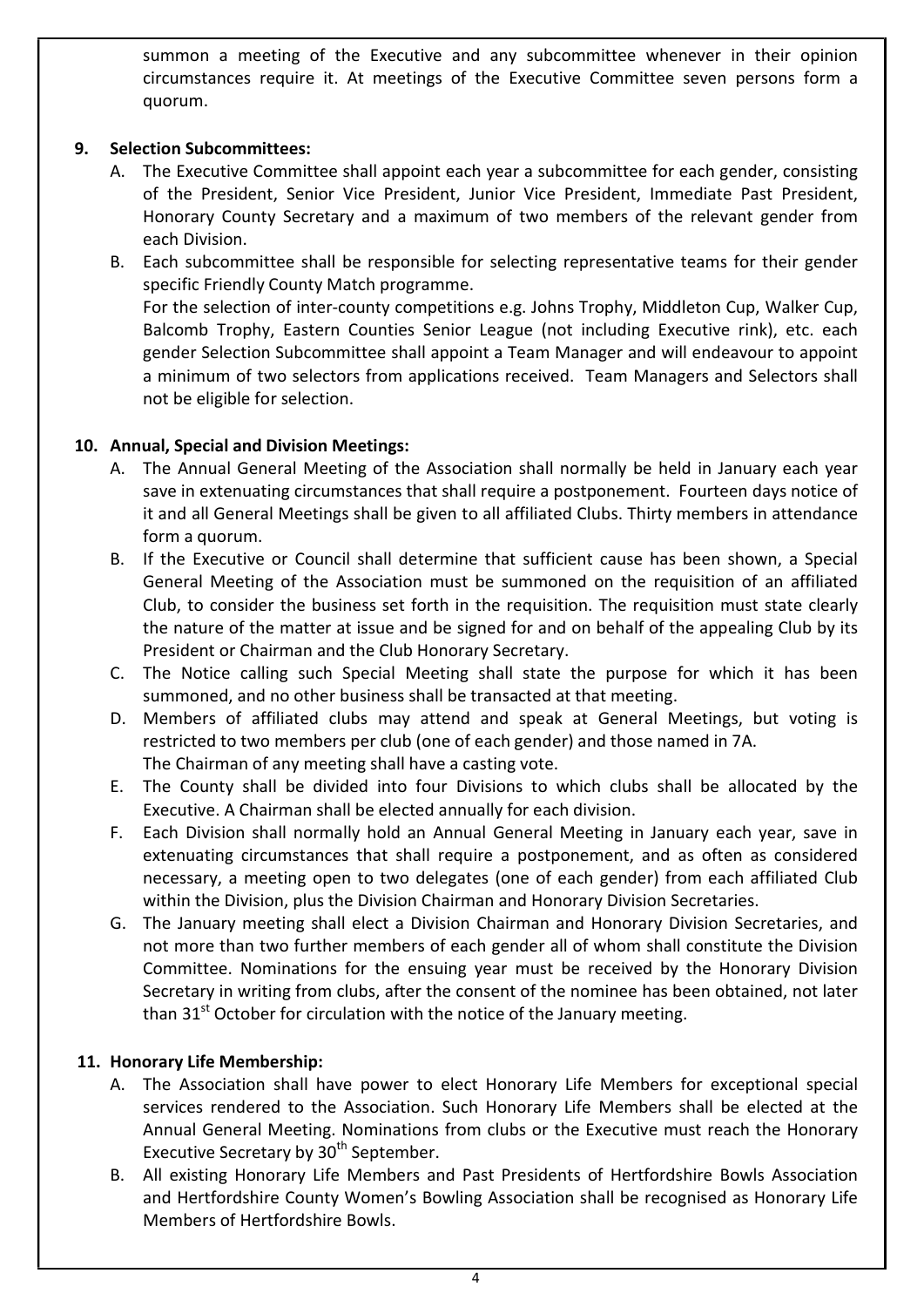summon a meeting of the Executive and any subcommittee whenever in their opinion circumstances require it. At meetings of the Executive Committee seven persons form a quorum.

**9. Selection Subcommittees:**

A. The Executive Committee shall appoint each year a subcommittee for each gender, consisting of the President, Senior Vice President, Junior Vice President, Immediate Past President, Honorary County Secretary and a maximum of two members of the relevant gender from each Division.

B. Each subcommittee shall be responsible for selecting representative teams for their gender specific Friendly County Match programme.
For the selection of inter-county competitions e.g. Johns Trophy, Middleton Cup, Walker Cup, Balcomb Trophy, Eastern Counties Senior League (not including Executive rink), etc. each gender Selection Subcommittee shall appoint a Team Manager and will endeavour to appoint a minimum of two selectors from applications received. Team Managers and Selectors shall not be eligible for selection.

**10. Annual, Special and Division Meetings:**

A. The Annual General Meeting of the Association shall normally be held in January each year save in extenuating circumstances that shall require a postponement. Fourteen days notice of it and all General Meetings shall be given to all affiliated Clubs. Thirty members in attendance form a quorum.

B. If the Executive or Council shall determine that sufficient cause has been shown, a Special General Meeting of the Association must be summoned on the requisition of an affiliated Club, to consider the business set forth in the requisition. The requisition must state clearly the nature of the matter at issue and be signed for and on behalf of the appealing Club by its President or Chairman and the Club Honorary Secretary.

C. The Notice calling such Special Meeting shall state the purpose for which it has been summoned, and no other business shall be transacted at that meeting.

D. Members of affiliated clubs may attend and speak at General Meetings, but voting is restricted to two members per club (one of each gender) and those named in 7A.
The Chairman of any meeting shall have a casting vote.

E. The County shall be divided into four Divisions to which clubs shall be allocated by the Executive. A Chairman shall be elected annually for each division.

F. Each Division shall normally hold an Annual General Meeting in January each year, save in extenuating circumstances that shall require a postponement, and as often as considered necessary, a meeting open to two delegates (one of each gender) from each affiliated Club within the Division, plus the Division Chairman and Honorary Division Secretaries.

G. The January meeting shall elect a Division Chairman and Honorary Division Secretaries, and not more than two further members of each gender all of whom shall constitute the Division Committee. Nominations for the ensuing year must be received by the Honorary Division Secretary in writing from clubs, after the consent of the nominee has been obtained, not later than 31st October for circulation with the notice of the January meeting.

**11. Honorary Life Membership:**

A. The Association shall have power to elect Honorary Life Members for exceptional special services rendered to the Association. Such Honorary Life Members shall be elected at the Annual General Meeting. Nominations from clubs or the Executive must reach the Honorary Executive Secretary by 30th September.

B. All existing Honorary Life Members and Past Presidents of Hertfordshire Bowls Association and Hertfordshire County Women's Bowling Association shall be recognised as Honorary Life Members of Hertfordshire Bowls.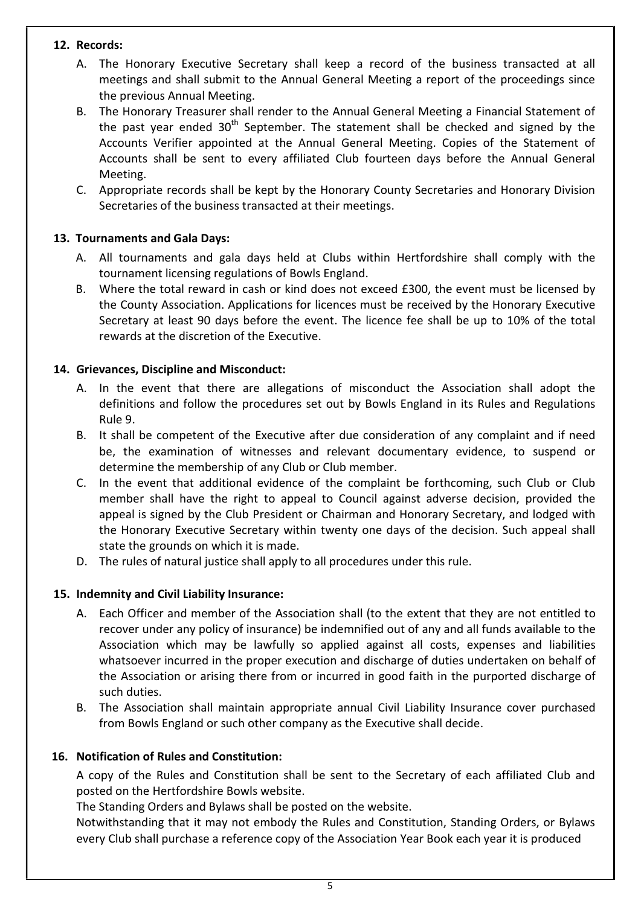## 12. Records:

A. The Honorary Executive Secretary shall keep a record of the business transacted at all meetings and shall submit to the Annual General Meeting a report of the proceedings since the previous Annual Meeting.

B. The Honorary Treasurer shall render to the Annual General Meeting a Financial Statement of the past year ended 30th September. The statement shall be checked and signed by the Accounts Verifier appointed at the Annual General Meeting. Copies of the Statement of Accounts shall be sent to every affiliated Club fourteen days before the Annual General Meeting.

C. Appropriate records shall be kept by the Honorary County Secretaries and Honorary Division Secretaries of the business transacted at their meetings.

## 13. Tournaments and Gala Days:

A. All tournaments and gala days held at Clubs within Hertfordshire shall comply with the tournament licensing regulations of Bowls England.

B. Where the total reward in cash or kind does not exceed £300, the event must be licensed by the County Association. Applications for licences must be received by the Honorary Executive Secretary at least 90 days before the event. The licence fee shall be up to 10% of the total rewards at the discretion of the Executive.

## 14. Grievances, Discipline and Misconduct:

A. In the event that there are allegations of misconduct the Association shall adopt the definitions and follow the procedures set out by Bowls England in its Rules and Regulations Rule 9.

B. It shall be competent of the Executive after due consideration of any complaint and if need be, the examination of witnesses and relevant documentary evidence, to suspend or determine the membership of any Club or Club member.

C. In the event that additional evidence of the complaint be forthcoming, such Club or Club member shall have the right to appeal to Council against adverse decision, provided the appeal is signed by the Club President or Chairman and Honorary Secretary, and lodged with the Honorary Executive Secretary within twenty one days of the decision. Such appeal shall state the grounds on which it is made.

D. The rules of natural justice shall apply to all procedures under this rule.

## 15. Indemnity and Civil Liability Insurance:

A. Each Officer and member of the Association shall (to the extent that they are not entitled to recover under any policy of insurance) be indemnified out of any and all funds available to the Association which may be lawfully so applied against all costs, expenses and liabilities whatsoever incurred in the proper execution and discharge of duties undertaken on behalf of the Association or arising there from or incurred in good faith in the purported discharge of such duties.

B. The Association shall maintain appropriate annual Civil Liability Insurance cover purchased from Bowls England or such other company as the Executive shall decide.

## 16. Notification of Rules and Constitution:

A copy of the Rules and Constitution shall be sent to the Secretary of each affiliated Club and posted on the Hertfordshire Bowls website.

The Standing Orders and Bylaws shall be posted on the website.

Notwithstanding that it may not embody the Rules and Constitution, Standing Orders, or Bylaws every Club shall purchase a reference copy of the Association Year Book each year it is produced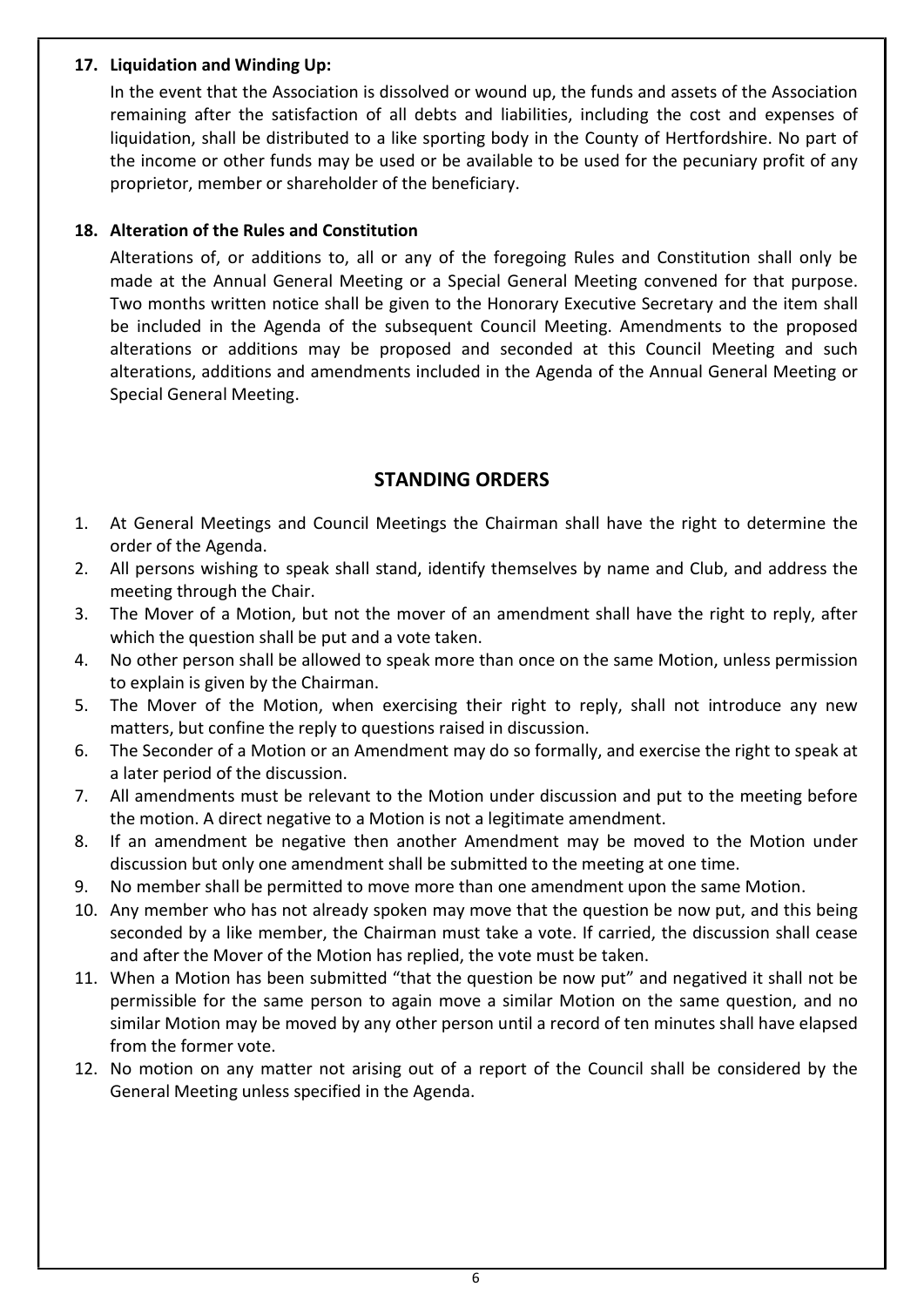**17. Liquidation and Winding Up:**

In the event that the Association is dissolved or wound up, the funds and assets of the Association remaining after the satisfaction of all debts and liabilities, including the cost and expenses of liquidation, shall be distributed to a like sporting body in the County of Hertfordshire. No part of the income or other funds may be used or be available to be used for the pecuniary profit of any proprietor, member or shareholder of the beneficiary.

**18. Alteration of the Rules and Constitution**

Alterations of, or additions to, all or any of the foregoing Rules and Constitution shall only be made at the Annual General Meeting or a Special General Meeting convened for that purpose. Two months written notice shall be given to the Honorary Executive Secretary and the item shall be included in the Agenda of the subsequent Council Meeting. Amendments to the proposed alterations or additions may be proposed and seconded at this Council Meeting and such alterations, additions and amendments included in the Agenda of the Annual General Meeting or Special General Meeting.

## STANDING ORDERS

1. At General Meetings and Council Meetings the Chairman shall have the right to determine the order of the Agenda.
2. All persons wishing to speak shall stand, identify themselves by name and Club, and address the meeting through the Chair.
3. The Mover of a Motion, but not the mover of an amendment shall have the right to reply, after which the question shall be put and a vote taken.
4. No other person shall be allowed to speak more than once on the same Motion, unless permission to explain is given by the Chairman.
5. The Mover of the Motion, when exercising their right to reply, shall not introduce any new matters, but confine the reply to questions raised in discussion.
6. The Seconder of a Motion or an Amendment may do so formally, and exercise the right to speak at a later period of the discussion.
7. All amendments must be relevant to the Motion under discussion and put to the meeting before the motion. A direct negative to a Motion is not a legitimate amendment.
8. If an amendment be negative then another Amendment may be moved to the Motion under discussion but only one amendment shall be submitted to the meeting at one time.
9. No member shall be permitted to move more than one amendment upon the same Motion.
10. Any member who has not already spoken may move that the question be now put, and this being seconded by a like member, the Chairman must take a vote. If carried, the discussion shall cease and after the Mover of the Motion has replied, the vote must be taken.
11. When a Motion has been submitted "that the question be now put" and negatived it shall not be permissible for the same person to again move a similar Motion on the same question, and no similar Motion may be moved by any other person until a record of ten minutes shall have elapsed from the former vote.
12. No motion on any matter not arising out of a report of the Council shall be considered by the General Meeting unless specified in the Agenda.